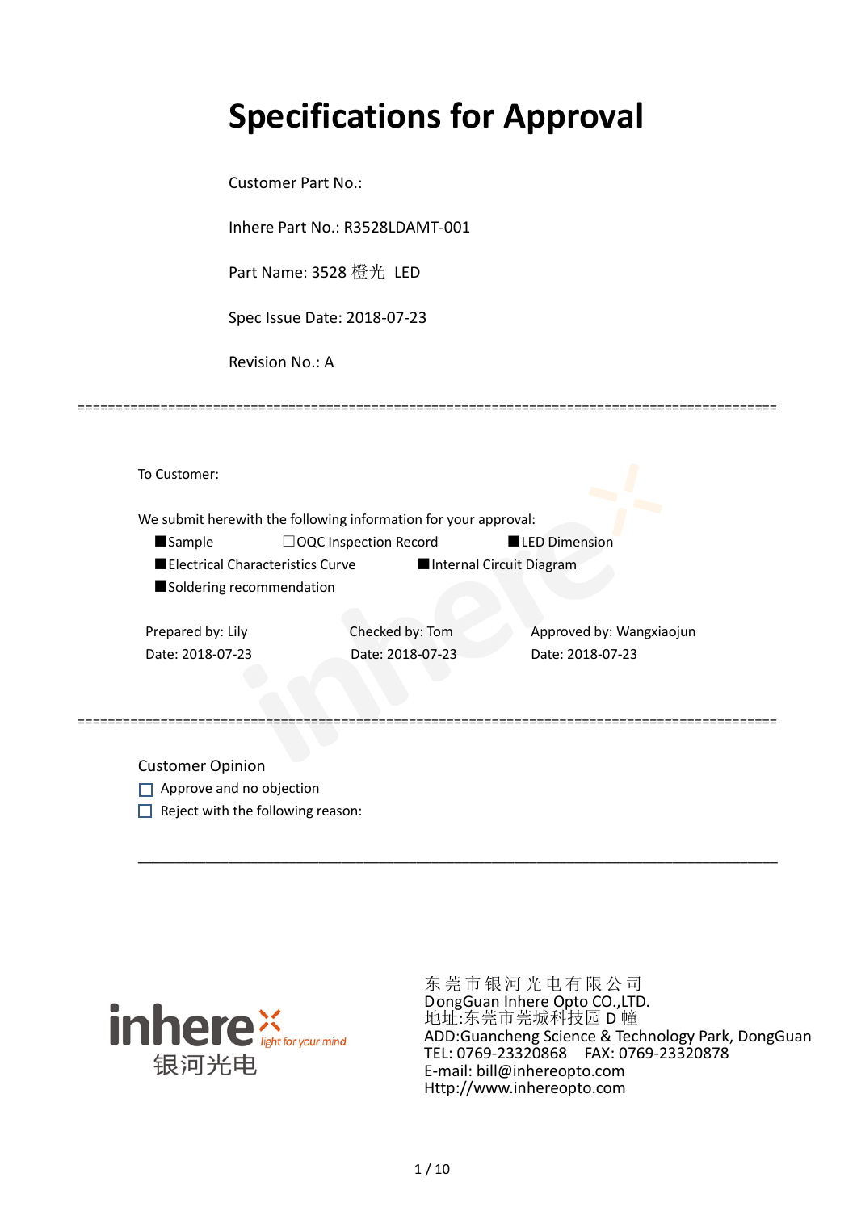# Specifications for Approval

Customer Part No.:

Inhere Part No.: R3528LDAMT-001

Part Name: 3528 橙光 LED

Spec Issue Date: 2018-07-23

Revision No.: A

==========================================================================================

To Customer:

We submit herewith the following information for your approval:

■Sample ☐OQC Inspection Record ■LED Dimension

■Electrical Characteristics Curve ■Internal Circuit Diagram

■Soldering recommendation

| Prepared by: Lily | Checked by: Tom | Approved by: Wangxiaojun |
|---|---|---|
| Date: 2018-07-23 | Date: 2018-07-23 | Date: 2018-07-23 |

==========================================================================================

Customer Opinion

☐ Approve and no objection

☐ Reject with the following reason:

______________________________________________________________________________

inhere light for your mind 银河光电

东 莞 市 银 河 光 电 有 限 公 司
DongGuan Inhere Opto CO.,LTD.
地址:东莞市莞城科技园 D 幢
ADD:Guancheng Science & Technology Park, DongGuan
TEL: 0769-23320868 FAX: 0769-23320878
E-mail: bill@inhereopto.com
Http://www.inhereopto.com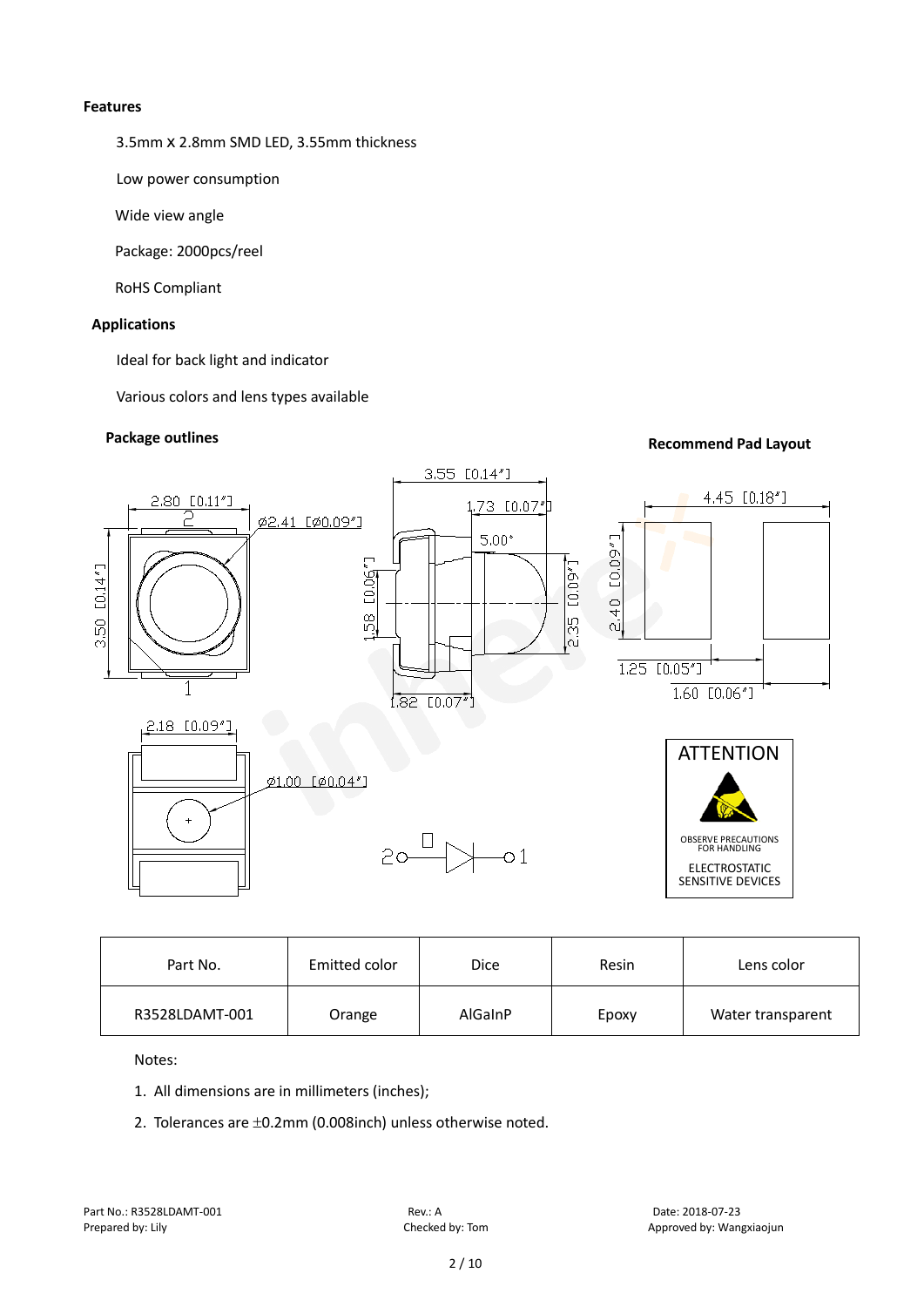**Features**

- 3.5mm X 2.8mm SMD LED, 3.55mm thickness
- Low power consumption
- Wide view angle
- Package: 2000pcs/reel
- RoHS Compliant

**Applications**

- Ideal for back light and indicator
- Various colors and lens types available

**Package outlines**

**Recommend Pad Layout**

ATTENTION

OBSERVE PRECAUTIONS FOR HANDLING

ELECTROSTATIC SENSITIVE DEVICES

| Part No. | Emitted color | Dice | Resin | Lens color |
|---|---|---|---|---|
| R3528LDAMT-001 | Orange | AlGaInP | Epoxy | Water transparent |

Notes:

1. All dimensions are in millimeters (inches);
2. Tolerances are ±0.2mm (0.008inch) unless otherwise noted.

Part No.: R3528LDAMT-001    Rev.: A    Date: 2018-07-23

Prepared by: Lily    Checked by: Tom    Approved by: Wangxiaojun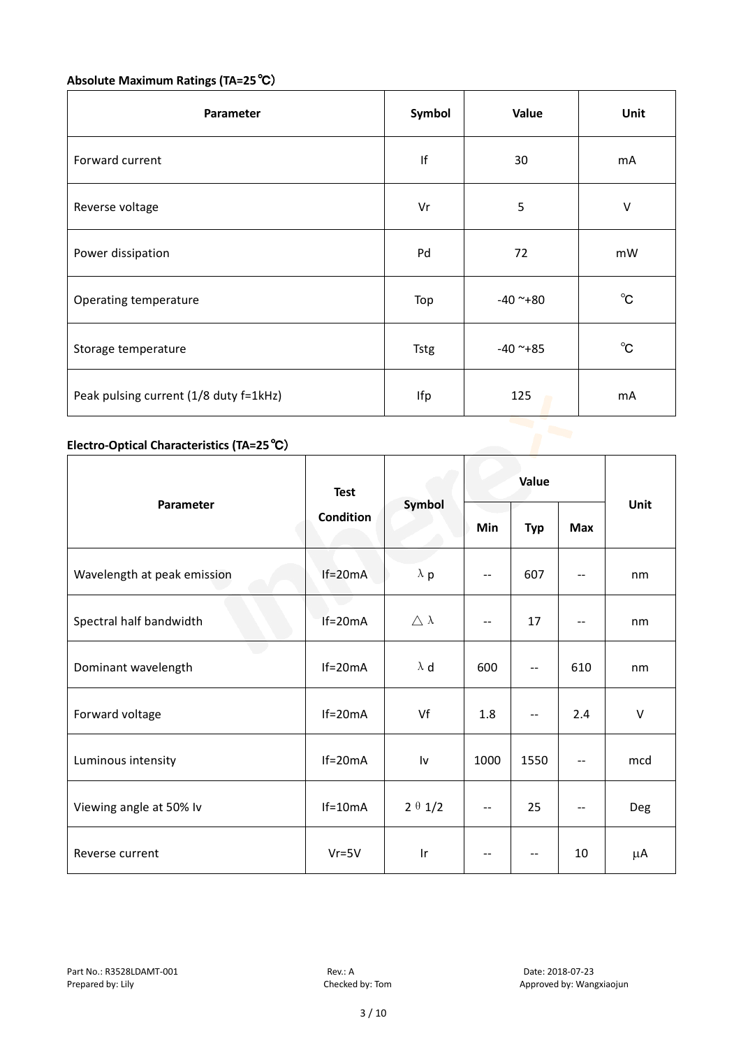**Absolute Maximum Ratings (TA=25℃)**

| Parameter | Symbol | Value | Unit |
|---|---|---|---|
| Forward current | If | 30 | mA |
| Reverse voltage | Vr | 5 | V |
| Power dissipation | Pd | 72 | mW |
| Operating temperature | Top | -40 ~+80 | ℃ |
| Storage temperature | Tstg | -40 ~+85 | ℃ |
| Peak pulsing current (1/8 duty f=1kHz) | Ifp | 125 | mA |

**Electro-Optical Characteristics (TA=25℃)**

| Parameter | Test Condition | Symbol | Value | | | Unit |
|---|---|---|---|---|---|---|
| | | | Min | Typ | Max | |
| Wavelength at peak emission | If=20mA | λ p | -- | 607 | -- | nm |
| Spectral half bandwidth | If=20mA | △ λ | -- | 17 | -- | nm |
| Dominant wavelength | If=20mA | λ d | 600 | -- | 610 | nm |
| Forward voltage | If=20mA | Vf | 1.8 | -- | 2.4 | V |
| Luminous intensity | If=20mA | Iv | 1000 | 1550 | -- | mcd |
| Viewing angle at 50% Iv | If=10mA | 2 θ 1/2 | -- | 25 | -- | Deg |
| Reverse current | Vr=5V | Ir | -- | -- | 10 | μA |

Part No.: R3528LDAMT-001 Rev.: A Date: 2018-07-23
Prepared by: Lily Checked by: Tom Approved by: Wangxiaojun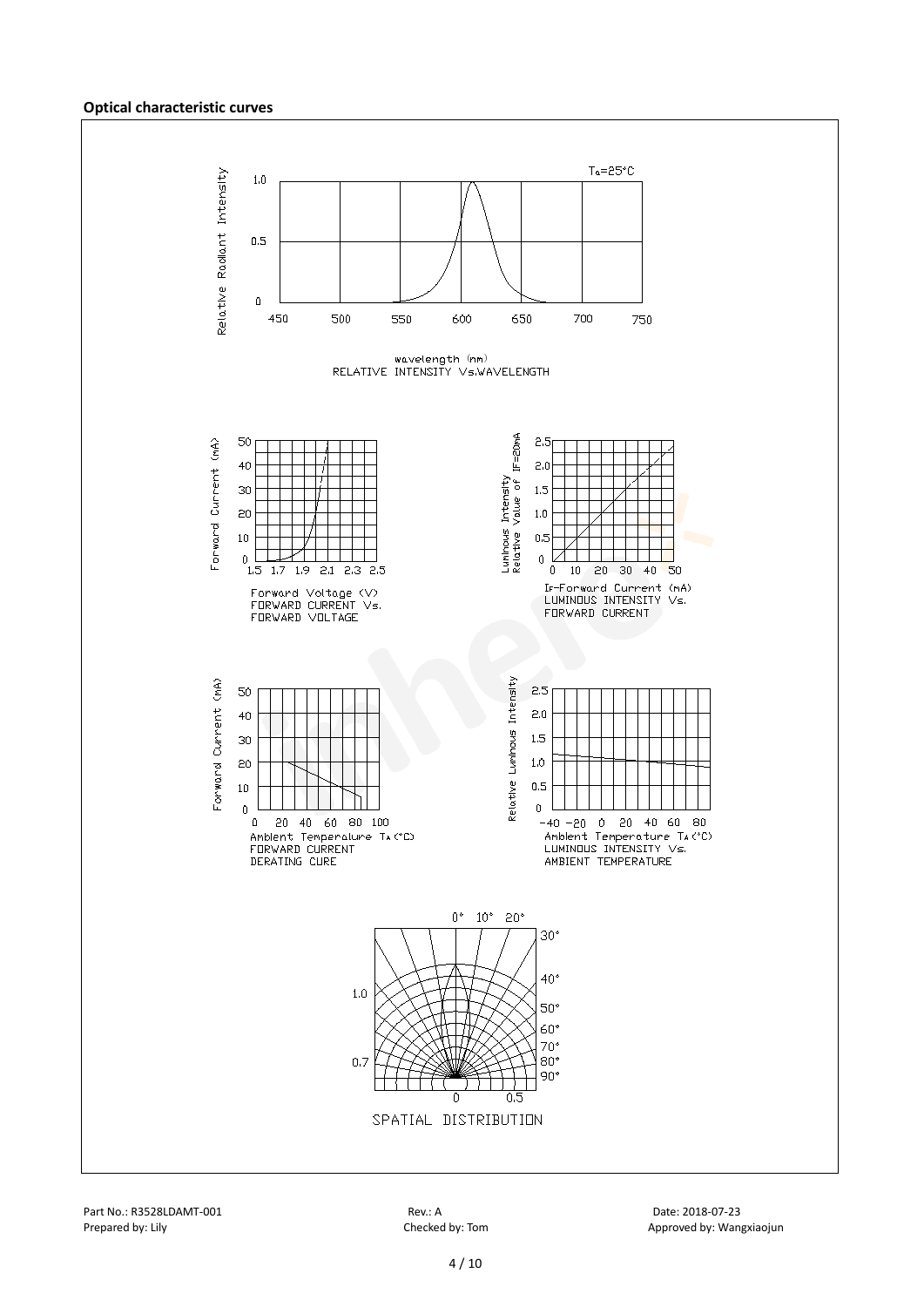**Optical characteristic curves**

$T_a$=25°C

Relative Radiant Intensity

1.0

0.5

0

450 500 550 600 650 700 750

wavelength (nm)

RELATIVE INTENSITY Vs.WAVELENGTH

Forward Current (mA)

50 40 30 20 10 0

1.5 1.7 1.9 2.1 2.3 2.5

Forward Voltage (V)

FORWARD CURRENT Vs. FORWARD VOLTAGE

Luminous Intensity Relative Value of IF=20mA

2.5 2.0 1.5 1.0 0.5 0

0 10 20 30 40 50

IF-Forward Current (mA)

LUMINOUS INTENSITY Vs. FORWARD CURRENT

Forward Current (mA)

50 40 30 20 10 0

0 20 40 60 80 100

Ambient Temperature $T_A$(°C)

FORWARD CURRENT DERATING CURE

Relative Luminous Intensity

2.5 2.0 1.5 1.0 0.5 0

-40 -20 0 20 40 60 80

Ambient Temperature $T_A$(°C)

LUMINOUS INTENSITY Vs. AMBIENT TEMPERATURE

0° 10° 20° 30° 40° 50° 60° 70° 80° 90°

1.0

0.7

0 0.5

SPATIAL DISTRIBUTION

Part No.: R3528LDAMT-001 Rev.: A Date: 2018-07-23

Prepared by: Lily Checked by: Tom Approved by: Wangxiaojun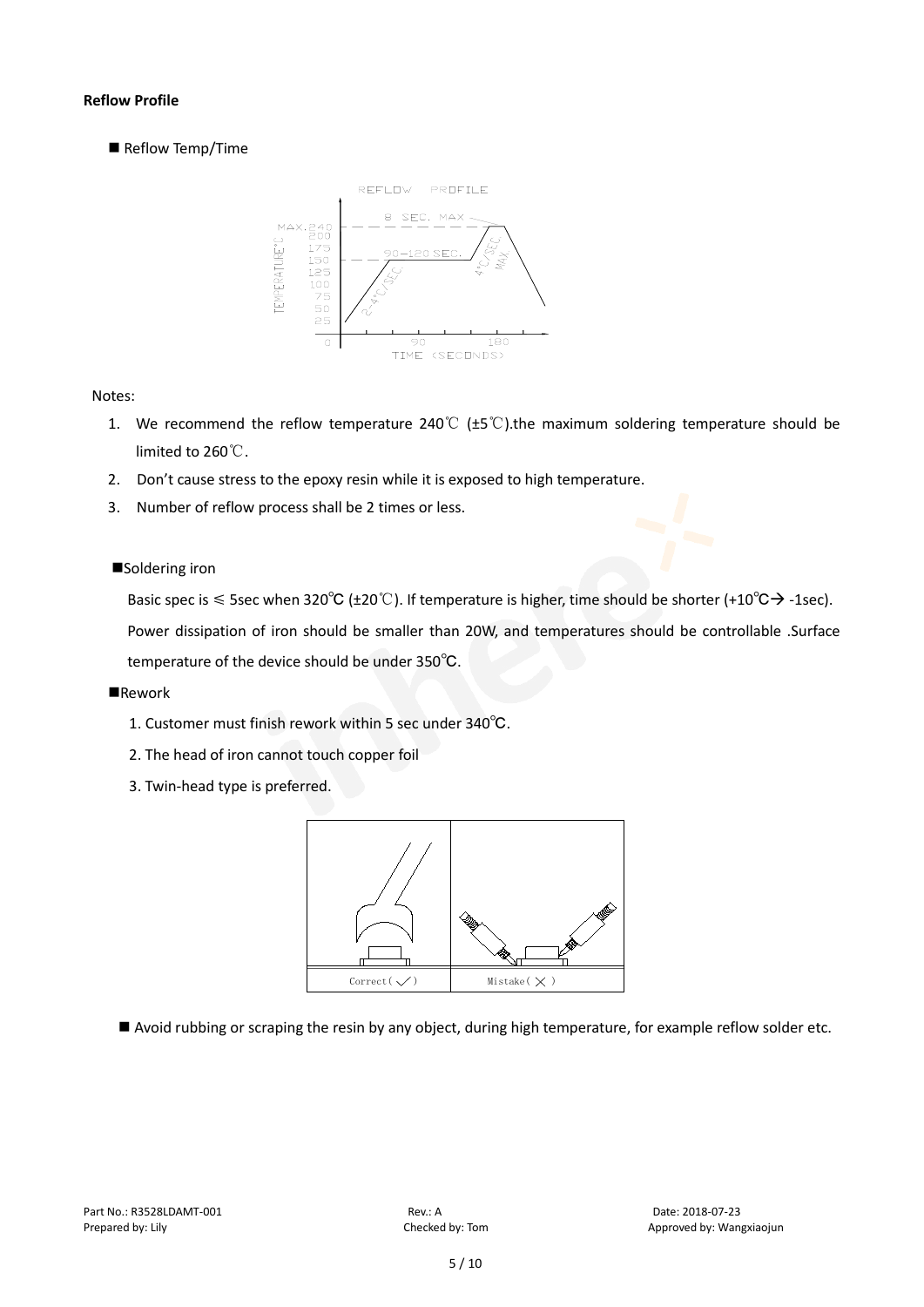**Reflow Profile**

■ Reflow Temp/Time

Notes:

1. We recommend the reflow temperature 240℃ (±5℃).the maximum soldering temperature should be limited to 260℃.
2. Don't cause stress to the epoxy resin while it is exposed to high temperature.
3. Number of reflow process shall be 2 times or less.

■Soldering iron

Basic spec is ≤ 5sec when 320℃ (±20℃). If temperature is higher, time should be shorter (+10℃→ -1sec). Power dissipation of iron should be smaller than 20W, and temperatures should be controllable .Surface temperature of the device should be under 350℃.

■Rework

1. Customer must finish rework within 5 sec under 340℃.
2. The head of iron cannot touch copper foil
3. Twin-head type is preferred.

■ Avoid rubbing or scraping the resin by any object, during high temperature, for example reflow solder etc.

Part No.: R3528LDAMT-001 Rev.: A Date: 2018-07-23
Prepared by: Lily Checked by: Tom Approved by: Wangxiaojun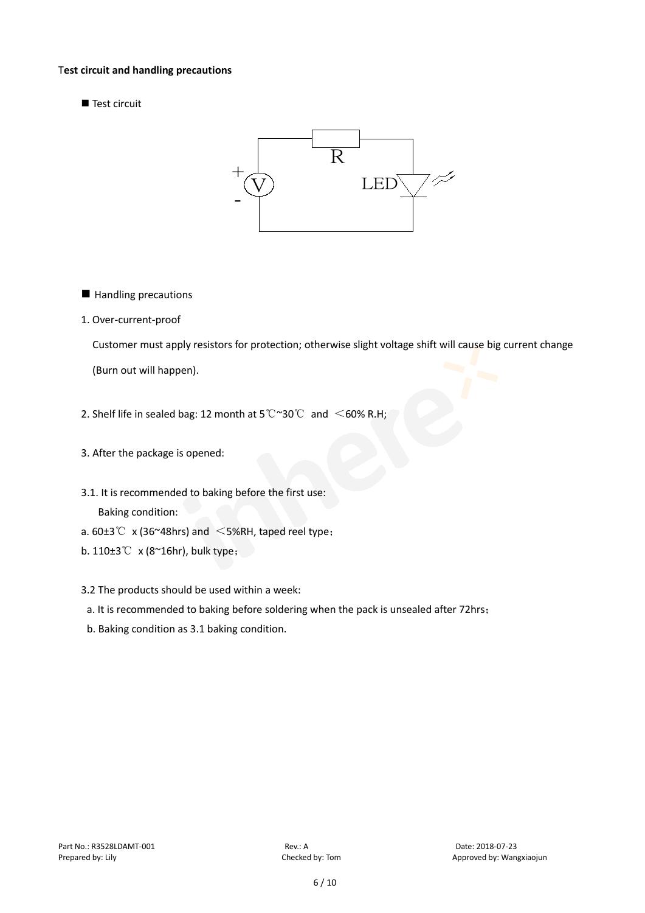**Test circuit and handling precautions**

■ Test circuit

■ Handling precautions

1. Over-current-proof

   Customer must apply resistors for protection; otherwise slight voltage shift will cause big current change (Burn out will happen).

2. Shelf life in sealed bag: 12 month at 5℃~30℃ and ＜60% R.H;

3. After the package is opened:

3.1. It is recommended to baking before the first use:

   Baking condition:

a. 60±3℃ x (36~48hrs) and ＜5%RH, taped reel type；

b. 110±3℃ x (8~16hr), bulk type；

3.2 The products should be used within a week:

a. It is recommended to baking before soldering when the pack is unsealed after 72hrs；

b. Baking condition as 3.1 baking condition.

Part No.: R3528LDAMT-001 Rev.: A Date: 2018-07-23
Prepared by: Lily Checked by: Tom Approved by: Wangxiaojun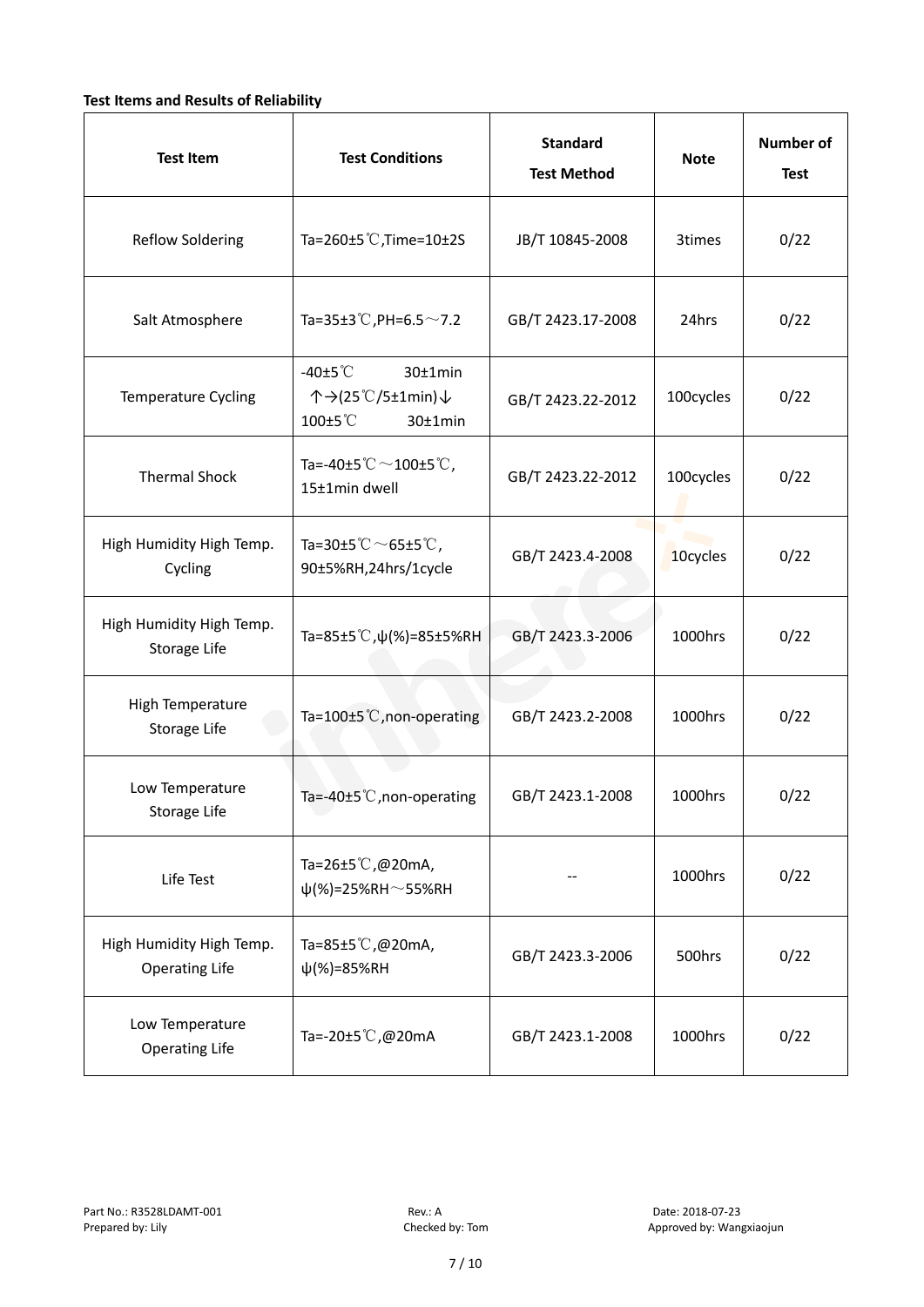**Test Items and Results of Reliability**

| Test Item | Test Conditions | Standard Test Method | Note | Number of Test |
|---|---|---|---|---|
| Reflow Soldering | Ta=260±5℃,Time=10±2S | JB/T 10845-2008 | 3times | 0/22 |
| Salt Atmosphere | Ta=35±3℃,PH=6.5～7.2 | GB/T 2423.17-2008 | 24hrs | 0/22 |
| Temperature Cycling | -40±5℃ 30±1min ↑→(25℃/5±1min)↓ 100±5℃ 30±1min | GB/T 2423.22-2012 | 100cycles | 0/22 |
| Thermal Shock | Ta=-40±5℃～100±5℃, 15±1min dwell | GB/T 2423.22-2012 | 100cycles | 0/22 |
| High Humidity High Temp. Cycling | Ta=30±5℃～65±5℃, 90±5%RH,24hrs/1cycle | GB/T 2423.4-2008 | 10cycles | 0/22 |
| High Humidity High Temp. Storage Life | Ta=85±5℃,ψ(%)=85±5%RH | GB/T 2423.3-2006 | 1000hrs | 0/22 |
| High Temperature Storage Life | Ta=100±5℃,non-operating | GB/T 2423.2-2008 | 1000hrs | 0/22 |
| Low Temperature Storage Life | Ta=-40±5℃,non-operating | GB/T 2423.1-2008 | 1000hrs | 0/22 |
| Life Test | Ta=26±5℃,@20mA, ψ(%)=25%RH～55%RH | -- | 1000hrs | 0/22 |
| High Humidity High Temp. Operating Life | Ta=85±5℃,@20mA, ψ(%)=85%RH | GB/T 2423.3-2006 | 500hrs | 0/22 |
| Low Temperature Operating Life | Ta=-20±5℃,@20mA | GB/T 2423.1-2008 | 1000hrs | 0/22 |

Part No.: R3528LDAMT-001 Rev.: A Date: 2018-07-23
Prepared by: Lily Checked by: Tom Approved by: Wangxiaojun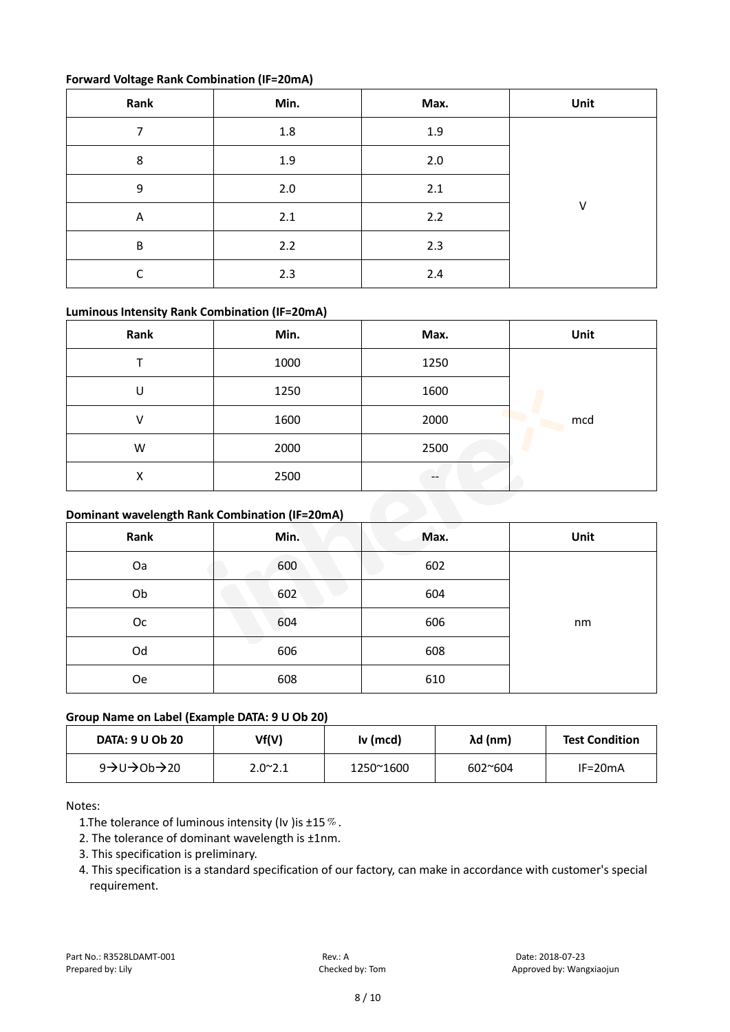**Forward Voltage Rank Combination (IF=20mA)**

| Rank | Min. | Max. | Unit |
|---|---|---|---|
| 7 | 1.8 | 1.9 | V |
| 8 | 1.9 | 2.0 | |
| 9 | 2.0 | 2.1 | |
| A | 2.1 | 2.2 | |
| B | 2.2 | 2.3 | |
| C | 2.3 | 2.4 | |

**Luminous Intensity Rank Combination (IF=20mA)**

| Rank | Min. | Max. | Unit |
|---|---|---|---|
| T | 1000 | 1250 | mcd |
| U | 1250 | 1600 | |
| V | 1600 | 2000 | |
| W | 2000 | 2500 | |
| X | 2500 | -- | |

**Dominant wavelength Rank Combination (IF=20mA)**

| Rank | Min. | Max. | Unit |
|---|---|---|---|
| Oa | 600 | 602 | nm |
| Ob | 602 | 604 | |
| Oc | 604 | 606 | |
| Od | 606 | 608 | |
| Oe | 608 | 610 | |

**Group Name on Label (Example DATA: 9 U Ob 20)**

| DATA: 9 U Ob 20 | Vf(V) | Iv (mcd) | λd (nm) | Test Condition |
|---|---|---|---|---|
| 9→U→Ob→20 | 2.0~2.1 | 1250~1600 | 602~604 | IF=20mA |

Notes:

1. The tolerance of luminous intensity (Iv ) is ±15％.
2. The tolerance of dominant wavelength is ±1nm.
3. This specification is preliminary.
4. This specification is a standard specification of our factory, can make in accordance with customer's special requirement.

Part No.: R3528LDAMT-001 Rev.: A Date: 2018-07-23
Prepared by: Lily Checked by: Tom Approved by: Wangxiaojun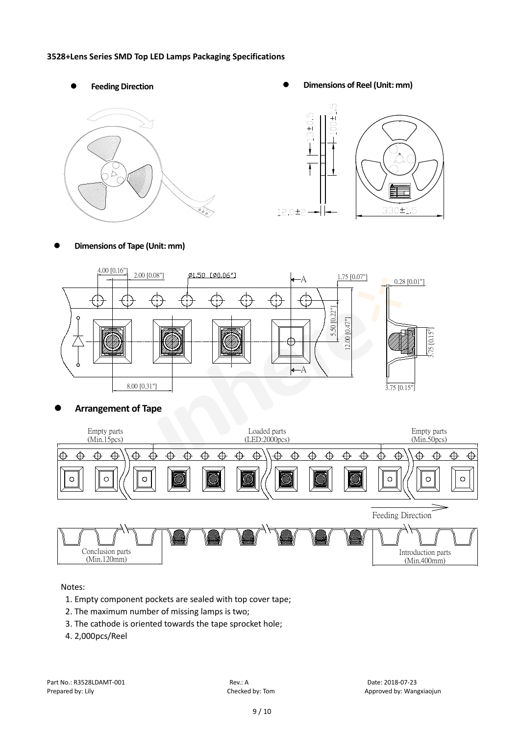**3528+Lens Series SMD Top LED Lamps Packaging Specifications**

- **Feeding Direction**
- **Dimensions of Reel (Unit: mm)**

13±0.5

100±1.5

12.0±2

330±1.5

- **Dimensions of Tape (Unit: mm)**

4.00 [0.16"]
2.00 [0.08"]
Ø1.50 [Ø0.06"]
A
1.75 [0.07"]
0.28 [0.01"]
5.50 [0.22"]
12.00 [0.47"]
3.75 [0.15"]
A
8.00 [0.31"]
3.75 [0.15"]

- **Arrangement of Tape**

Empty parts (Min.15pcs)
Loaded parts (LED:2000pcs)
Empty parts (Min.50pcs)

Feeding Direction

Conclusion parts (Min.120mm)
Introduction parts (Min.400mm)

Notes:

1. Empty component pockets are sealed with top cover tape;
2. The maximum number of missing lamps is two;
3. The cathode is oriented towards the tape sprocket hole;
4. 2,000pcs/Reel

Part No.: R3528LDAMT-001 Rev.: A Date: 2018-07-23
Prepared by: Lily Checked by: Tom Approved by: Wangxiaojun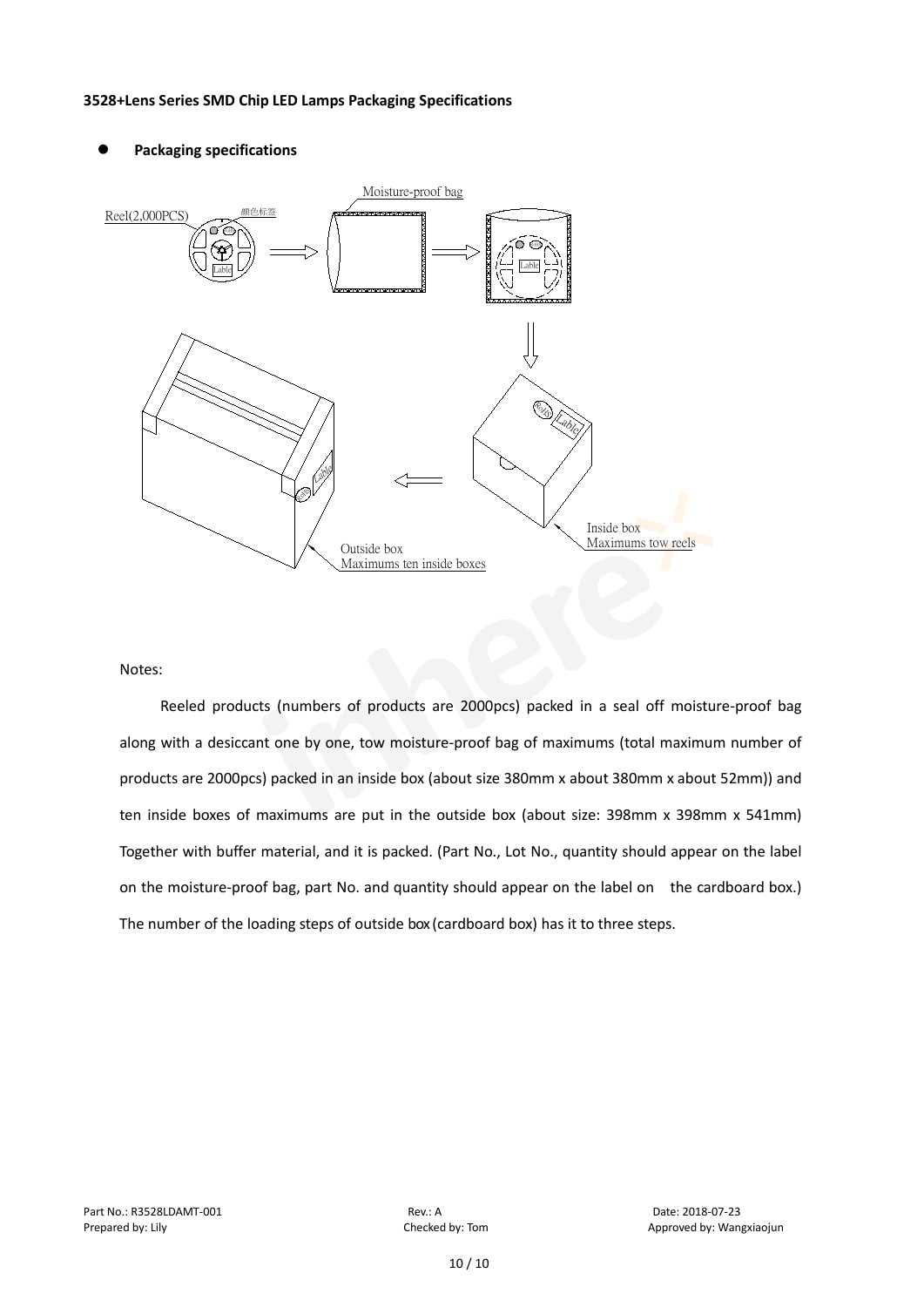**3528+Lens Series SMD Chip LED Lamps Packaging Specifications**

- **Packaging specifications**

Reel(2,000PCS)

顏色标签

Lable

Moisture-proof bag

Lable

RoHS Lable

Lable RoHS

Inside box
Maximums tow reels

Outside box
Maximums ten inside boxes

Notes:

Reeled products (numbers of products are 2000pcs) packed in a seal off moisture-proof bag along with a desiccant one by one, tow moisture-proof bag of maximums (total maximum number of products are 2000pcs) packed in an inside box (about size 380mm x about 380mm x about 52mm)) and ten inside boxes of maximums are put in the outside box (about size: 398mm x 398mm x 541mm) Together with buffer material, and it is packed. (Part No., Lot No., quantity should appear on the label on the moisture-proof bag, part No. and quantity should appear on the label on the cardboard box.) The number of the loading steps of outside box (cardboard box) has it to three steps.

Part No.: R3528LDAMT-001 Rev.: A Date: 2018-07-23
Prepared by: Lily Checked by: Tom Approved by: Wangxiaojun